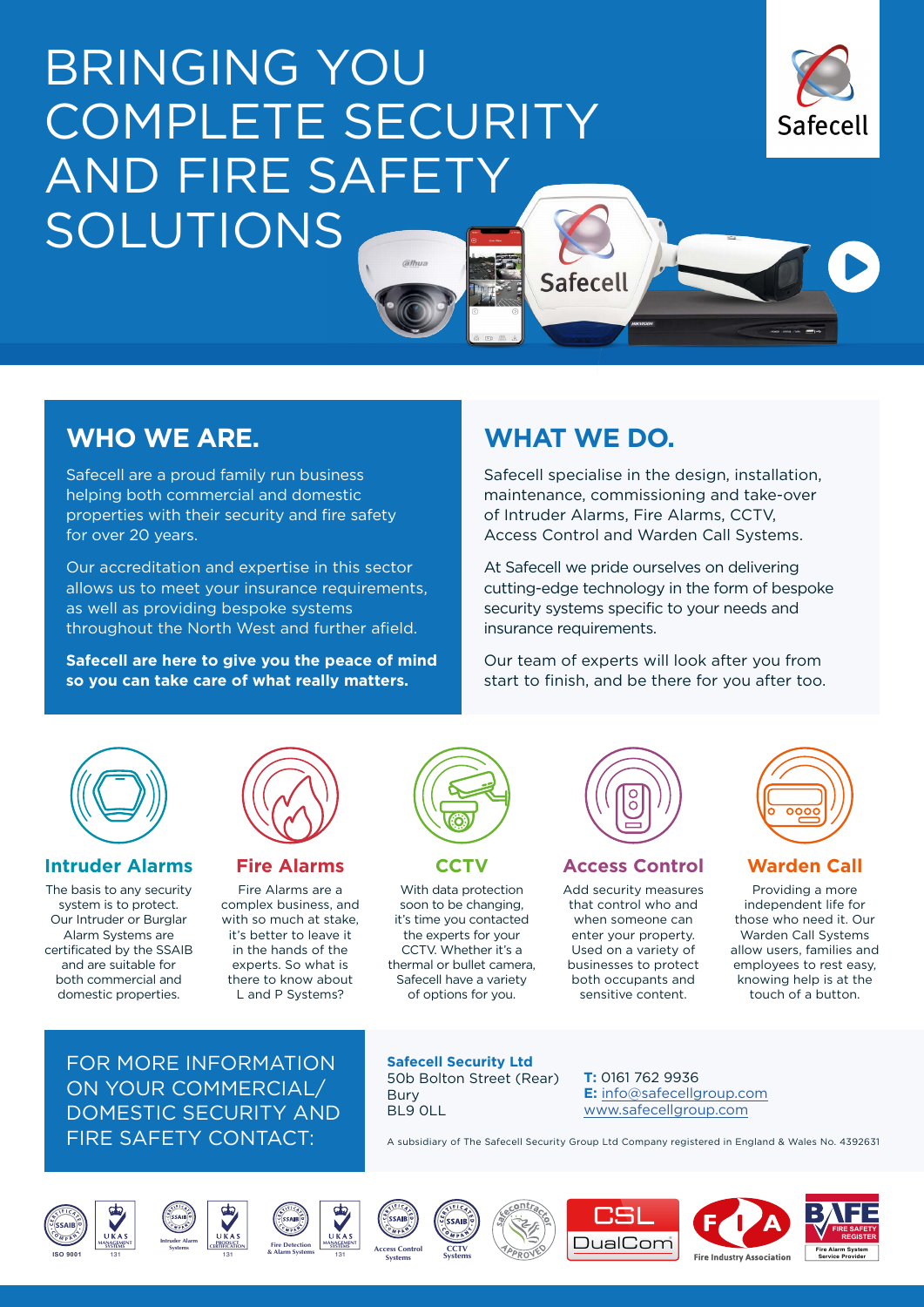# BRINGING YOU COMPLETE SECURITY AND FIRE SAFETY SOLUTIONS

Safecell

## WHO WE ARE.

Safecell are a proud family run business helping both commercial and domestic properties with their security and fire safety for over 20 years.

Our accreditation and expertise in this sector allows us to meet your insurance requirements, as well as providing bespoke systems throughout the North West and further afield.

**Safecell are here to give you the peace of mind so you can take care of what really matters.**

## WHAT WE DO.

Safecell specialise in the design, installation, maintenance, commissioning and take-over of Intruder Alarms, Fire Alarms, CCTV, Access Control and Warden Call Systems.

At Safecell we pride ourselves on delivering cutting-edge technology in the form of bespoke security systems specific to your needs and insurance requirements.

Our team of experts will look after you from start to finish, and be there for you after too.

### Intruder Alarms

The basis to any security system is to protect. Our Intruder or Burglar Alarm Systems are certificated by the SSAIB and are suitable for both commercial and domestic properties.

### Fire Alarms

Fire Alarms are a complex business, and with so much at stake, it's better to leave it in the hands of the experts. So what is there to know about L and P Systems?

### CCTV

With data protection soon to be changing, it's time you contacted the experts for your CCTV. Whether it's a thermal or bullet camera, Safecell have a variety of options for you.

### Access Control

Add security measures that control who and when someone can enter your property. Used on a variety of businesses to protect both occupants and sensitive content.

### Warden Call

Providing a more independent life for those who need it. Our Warden Call Systems allow users, families and employees to rest easy, knowing help is at the touch of a button.

FOR MORE INFORMATION ON YOUR COMMERCIAL/ DOMESTIC SECURITY AND FIRE SAFETY CONTACT:

**Safecell Security Ltd**
50b Bolton Street (Rear)
Bury
BL9 0LL

**T:** 0161 762 9936
**E:** info@safecellgroup.com
www.safecellgroup.com

A subsidiary of The Safecell Security Group Ltd Company registered in England & Wales No. 4392631

ISO 9001 · UKAS Management Systems 131 · Intruder Alarm Systems · UKAS Product Certification 131 · Fire Detection & Alarm Systems · UKAS Management Systems 131 · Access Control Systems · CCTV Systems · Safecontractor Approved · CSL DualCom · FIA Fire Industry Association · BAFE Fire Safety Register Fire Alarm System Service Provider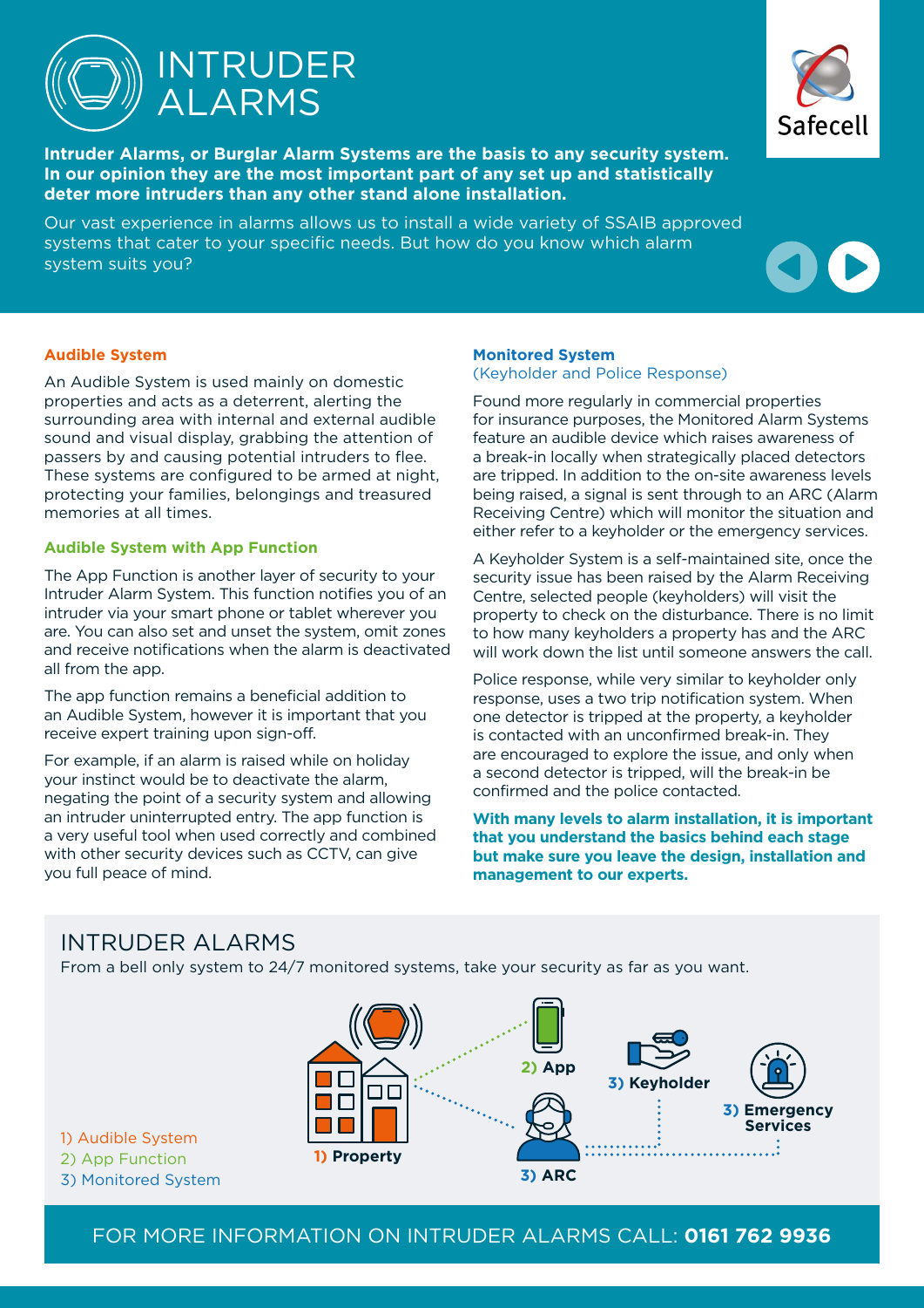# INTRUDER ALARMS

Safecell

**Intruder Alarms, or Burglar Alarm Systems are the basis to any security system. In our opinion they are the most important part of any set up and statistically deter more intruders than any other stand alone installation.**

Our vast experience in alarms allows us to install a wide variety of SSAIB approved systems that cater to your specific needs. But how do you know which alarm system suits you?

### Audible System

An Audible System is used mainly on domestic properties and acts as a deterrent, alerting the surrounding area with internal and external audible sound and visual display, grabbing the attention of passers by and causing potential intruders to flee. These systems are configured to be armed at night, protecting your families, belongings and treasured memories at all times.

### Audible System with App Function

The App Function is another layer of security to your Intruder Alarm System. This function notifies you of an intruder via your smart phone or tablet wherever you are. You can also set and unset the system, omit zones and receive notifications when the alarm is deactivated all from the app.

The app function remains a beneficial addition to an Audible System, however it is important that you receive expert training upon sign-off.

For example, if an alarm is raised while on holiday your instinct would be to deactivate the alarm, negating the point of a security system and allowing an intruder uninterrupted entry. The app function is a very useful tool when used correctly and combined with other security devices such as CCTV, can give you full peace of mind.

### Monitored System

(Keyholder and Police Response)

Found more regularly in commercial properties for insurance purposes, the Monitored Alarm Systems feature an audible device which raises awareness of a break-in locally when strategically placed detectors are tripped. In addition to the on-site awareness levels being raised, a signal is sent through to an ARC (Alarm Receiving Centre) which will monitor the situation and either refer to a keyholder or the emergency services.

A Keyholder System is a self-maintained site, once the security issue has been raised by the Alarm Receiving Centre, selected people (keyholders) will visit the property to check on the disturbance. There is no limit to how many keyholders a property has and the ARC will work down the list until someone answers the call.

Police response, while very similar to keyholder only response, uses a two trip notification system. When one detector is tripped at the property, a keyholder is contacted with an unconfirmed break-in. They are encouraged to explore the issue, and only when a second detector is tripped, will the break-in be confirmed and the police contacted.

**With many levels to alarm installation, it is important that you understand the basics behind each stage but make sure you leave the design, installation and management to our experts.**

## INTRUDER ALARMS

From a bell only system to 24/7 monitored systems, take your security as far as you want.

1) Audible System
2) App Function
3) Monitored System

1) Property
2) App
3) ARC
3) Keyholder
3) Emergency Services

FOR MORE INFORMATION ON INTRUDER ALARMS CALL: **0161 762 9936**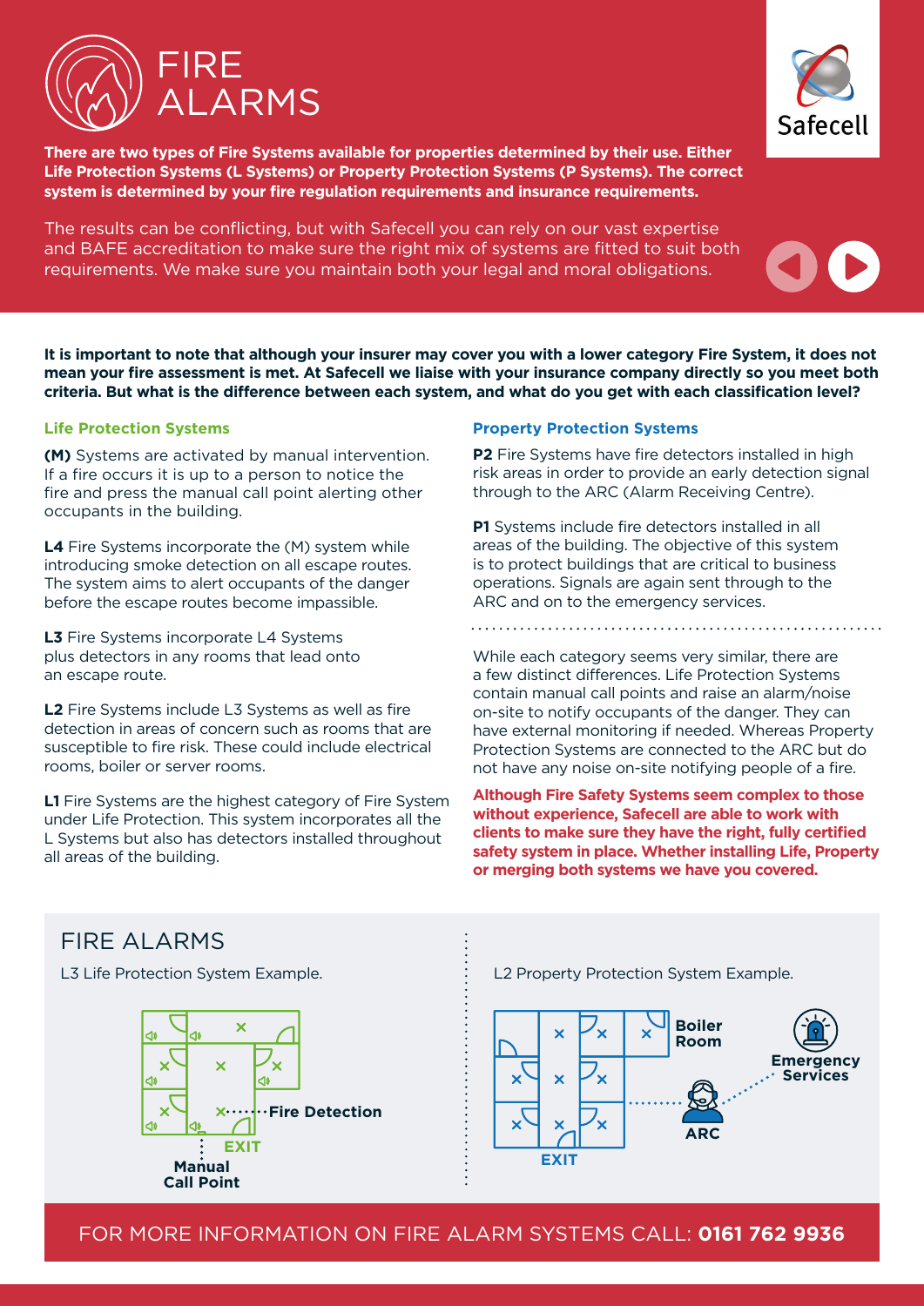# FIRE ALARMS

**There are two types of Fire Systems available for properties determined by their use. Either Life Protection Systems (L Systems) or Property Protection Systems (P Systems). The correct system is determined by your fire regulation requirements and insurance requirements.**

The results can be conflicting, but with Safecell you can rely on our vast expertise and BAFE accreditation to make sure the right mix of systems are fitted to suit both requirements. We make sure you maintain both your legal and moral obligations.

**It is important to note that although your insurer may cover you with a lower category Fire System, it does not mean your fire assessment is met. At Safecell we liaise with your insurance company directly so you meet both criteria. But what is the difference between each system, and what do you get with each classification level?**

### Life Protection Systems

**(M)** Systems are activated by manual intervention. If a fire occurs it is up to a person to notice the fire and press the manual call point alerting other occupants in the building.

**L4** Fire Systems incorporate the (M) system while introducing smoke detection on all escape routes. The system aims to alert occupants of the danger before the escape routes become impassible.

**L3** Fire Systems incorporate L4 Systems plus detectors in any rooms that lead onto an escape route.

**L2** Fire Systems include L3 Systems as well as fire detection in areas of concern such as rooms that are susceptible to fire risk. These could include electrical rooms, boiler or server rooms.

**L1** Fire Systems are the highest category of Fire System under Life Protection. This system incorporates all the L Systems but also has detectors installed throughout all areas of the building.

### Property Protection Systems

**P2** Fire Systems have fire detectors installed in high risk areas in order to provide an early detection signal through to the ARC (Alarm Receiving Centre).

**P1** Systems include fire detectors installed in all areas of the building. The objective of this system is to protect buildings that are critical to business operations. Signals are again sent through to the ARC and on to the emergency services.

While each category seems very similar, there are a few distinct differences. Life Protection Systems contain manual call points and raise an alarm/noise on-site to notify occupants of the danger. They can have external monitoring if needed. Whereas Property Protection Systems are connected to the ARC but do not have any noise on-site notifying people of a fire.

**Although Fire Safety Systems seem complex to those without experience, Safecell are able to work with clients to make sure they have the right, fully certified safety system in place. Whether installing Life, Property or merging both systems we have you covered.**

## FIRE ALARMS

L3 Life Protection System Example.

Fire Detection

EXIT

Manual Call Point

L2 Property Protection System Example.

Boiler Room

Emergency Services

ARC

EXIT

FOR MORE INFORMATION ON FIRE ALARM SYSTEMS CALL: **0161 762 9936**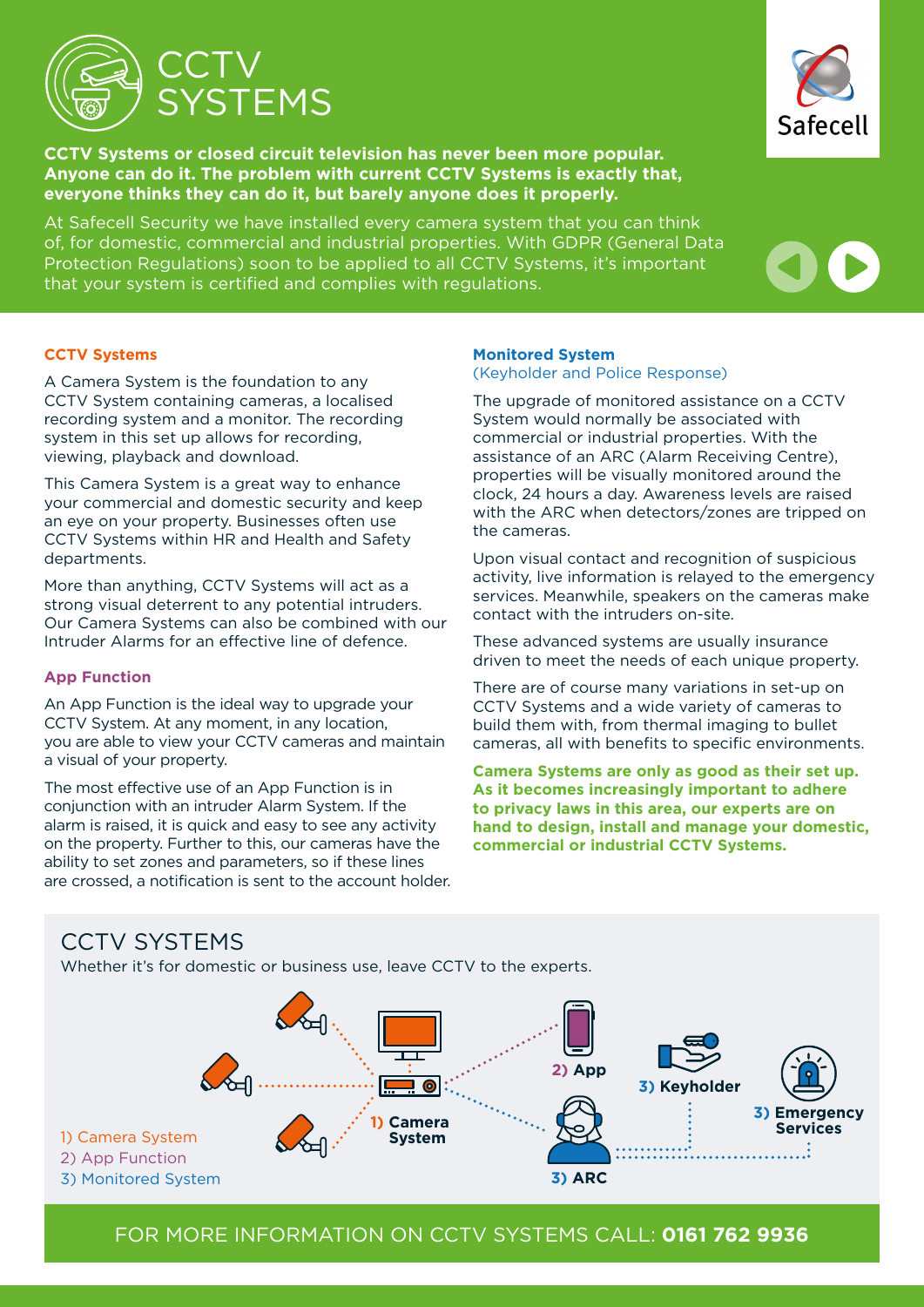# CCTV SYSTEMS

**CCTV Systems or closed circuit television has never been more popular. Anyone can do it. The problem with current CCTV Systems is exactly that, everyone thinks they can do it, but barely anyone does it properly.**

At Safecell Security we have installed every camera system that you can think of, for domestic, commercial and industrial properties. With GDPR (General Data Protection Regulations) soon to be applied to all CCTV Systems, it's important that your system is certified and complies with regulations.

### CCTV Systems

A Camera System is the foundation to any CCTV System containing cameras, a localised recording system and a monitor. The recording system in this set up allows for recording, viewing, playback and download.

This Camera System is a great way to enhance your commercial and domestic security and keep an eye on your property. Businesses often use CCTV Systems within HR and Health and Safety departments.

More than anything, CCTV Systems will act as a strong visual deterrent to any potential intruders. Our Camera Systems can also be combined with our Intruder Alarms for an effective line of defence.

### App Function

An App Function is the ideal way to upgrade your CCTV System. At any moment, in any location, you are able to view your CCTV cameras and maintain a visual of your property.

The most effective use of an App Function is in conjunction with an intruder Alarm System. If the alarm is raised, it is quick and easy to see any activity on the property. Further to this, our cameras have the ability to set zones and parameters, so if these lines are crossed, a notification is sent to the account holder.

### Monitored System
(Keyholder and Police Response)

The upgrade of monitored assistance on a CCTV System would normally be associated with commercial or industrial properties. With the assistance of an ARC (Alarm Receiving Centre), properties will be visually monitored around the clock, 24 hours a day. Awareness levels are raised with the ARC when detectors/zones are tripped on the cameras.

Upon visual contact and recognition of suspicious activity, live information is relayed to the emergency services. Meanwhile, speakers on the cameras make contact with the intruders on-site.

These advanced systems are usually insurance driven to meet the needs of each unique property.

There are of course many variations in set-up on CCTV Systems and a wide variety of cameras to build them with, from thermal imaging to bullet cameras, all with benefits to specific environments.

**Camera Systems are only as good as their set up. As it becomes increasingly important to adhere to privacy laws in this area, our experts are on hand to design, install and manage your domestic, commercial or industrial CCTV Systems.**

## CCTV SYSTEMS

Whether it's for domestic or business use, leave CCTV to the experts.

1) Camera System
2) App Function
3) Monitored System

1) Camera System — 2) App — 3) ARC — 3) Keyholder — 3) Emergency Services

FOR MORE INFORMATION ON CCTV SYSTEMS CALL: **0161 762 9936**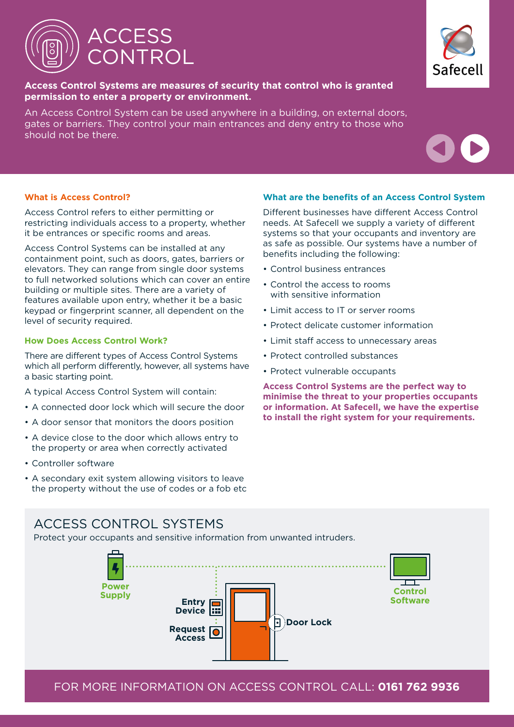# ACCESS CONTROL

**Access Control Systems are measures of security that control who is granted permission to enter a property or environment.**

An Access Control System can be used anywhere in a building, on external doors, gates or barriers. They control your main entrances and deny entry to those who should not be there.

### What is Access Control?

Access Control refers to either permitting or restricting individuals access to a property, whether it be entrances or specific rooms and areas.

Access Control Systems can be installed at any containment point, such as doors, gates, barriers or elevators. They can range from single door systems to full networked solutions which can cover an entire building or multiple sites. There are a variety of features available upon entry, whether it be a basic keypad or fingerprint scanner, all dependent on the level of security required.

### How Does Access Control Work?

There are different types of Access Control Systems which all perform differently, however, all systems have a basic starting point.

A typical Access Control System will contain:

- A connected door lock which will secure the door
- A door sensor that monitors the doors position
- A device close to the door which allows entry to the property or area when correctly activated
- Controller software
- A secondary exit system allowing visitors to leave the property without the use of codes or a fob etc

### What are the benefits of an Access Control System

Different businesses have different Access Control needs. At Safecell we supply a variety of different systems so that your occupants and inventory are as safe as possible. Our systems have a number of benefits including the following:

- Control business entrances
- Control the access to rooms with sensitive information
- Limit access to IT or server rooms
- Protect delicate customer information
- Limit staff access to unnecessary areas
- Protect controlled substances
- Protect vulnerable occupants

**Access Control Systems are the perfect way to minimise the threat to your properties occupants or information. At Safecell, we have the expertise to install the right system for your requirements.**

## ACCESS CONTROL SYSTEMS

Protect your occupants and sensitive information from unwanted intruders.

Power Supply

Entry Device

Request Access

Door Lock

Control Software

FOR MORE INFORMATION ON ACCESS CONTROL CALL: **0161 762 9936**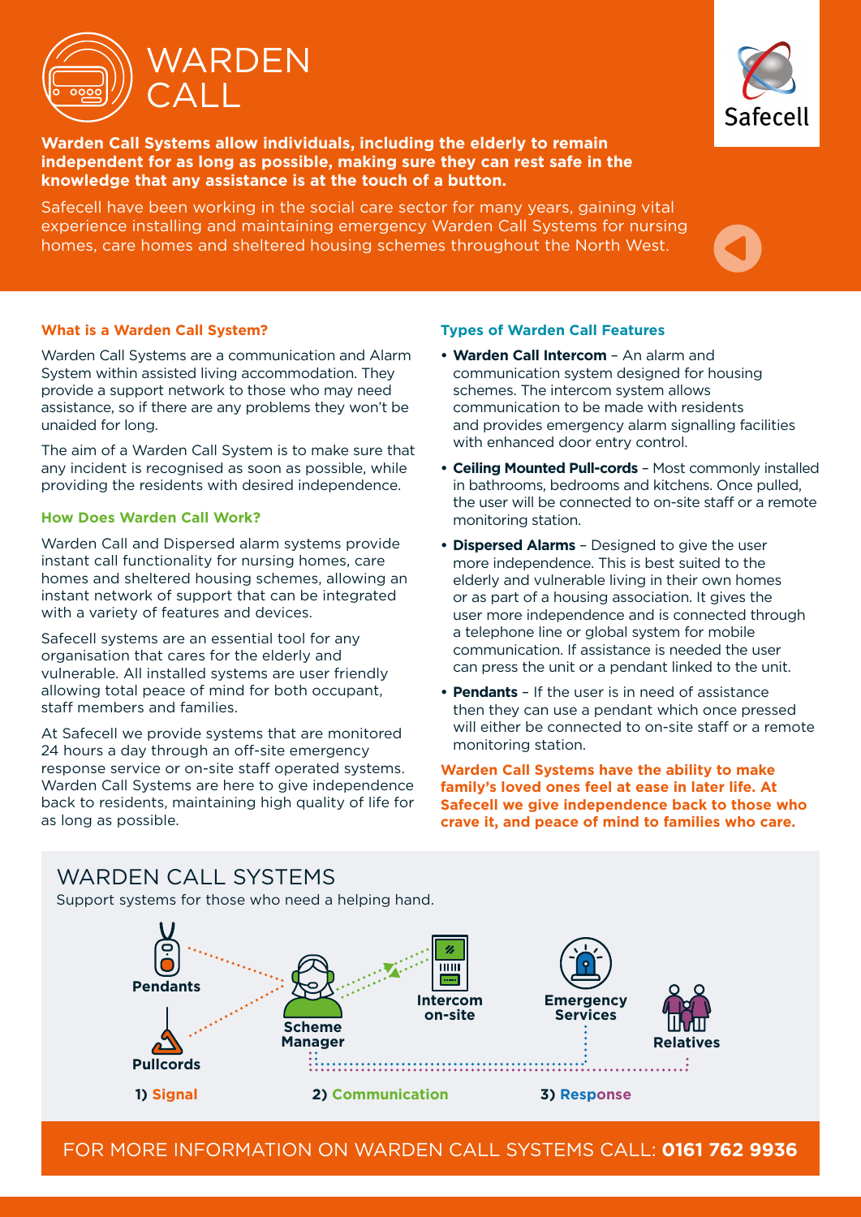# WARDEN CALL

**Warden Call Systems allow individuals, including the elderly to remain independent for as long as possible, making sure they can rest safe in the knowledge that any assistance is at the touch of a button.**

Safecell have been working in the social care sector for many years, gaining vital experience installing and maintaining emergency Warden Call Systems for nursing homes, care homes and sheltered housing schemes throughout the North West.

### What is a Warden Call System?

Warden Call Systems are a communication and Alarm System within assisted living accommodation. They provide a support network to those who may need assistance, so if there are any problems they won't be unaided for long.

The aim of a Warden Call System is to make sure that any incident is recognised as soon as possible, while providing the residents with desired independence.

### How Does Warden Call Work?

Warden Call and Dispersed alarm systems provide instant call functionality for nursing homes, care homes and sheltered housing schemes, allowing an instant network of support that can be integrated with a variety of features and devices.

Safecell systems are an essential tool for any organisation that cares for the elderly and vulnerable. All installed systems are user friendly allowing total peace of mind for both occupant, staff members and families.

At Safecell we provide systems that are monitored 24 hours a day through an off-site emergency response service or on-site staff operated systems. Warden Call Systems are here to give independence back to residents, maintaining high quality of life for as long as possible.

### Types of Warden Call Features

- **Warden Call Intercom** – An alarm and communication system designed for housing schemes. The intercom system allows communication to be made with residents and provides emergency alarm signalling facilities with enhanced door entry control.
- **Ceiling Mounted Pull-cords** – Most commonly installed in bathrooms, bedrooms and kitchens. Once pulled, the user will be connected to on-site staff or a remote monitoring station.
- **Dispersed Alarms** – Designed to give the user more independence. This is best suited to the elderly and vulnerable living in their own homes or as part of a housing association. It gives the user more independence and is connected through a telephone line or global system for mobile communication. If assistance is needed the user can press the unit or a pendant linked to the unit.
- **Pendants** – If the user is in need of assistance then they can use a pendant which once pressed will either be connected to on-site staff or a remote monitoring station.

**Warden Call Systems have the ability to make family's loved ones feel at ease in later life. At Safecell we give independence back to those who crave it, and peace of mind to families who care.**

## WARDEN CALL SYSTEMS

Support systems for those who need a helping hand.

Pendants

Pullcords

Scheme Manager

Intercom on-site

Emergency Services

Relatives

1) Signal

2) Communication

3) Response

FOR MORE INFORMATION ON WARDEN CALL SYSTEMS CALL: **0161 762 9936**